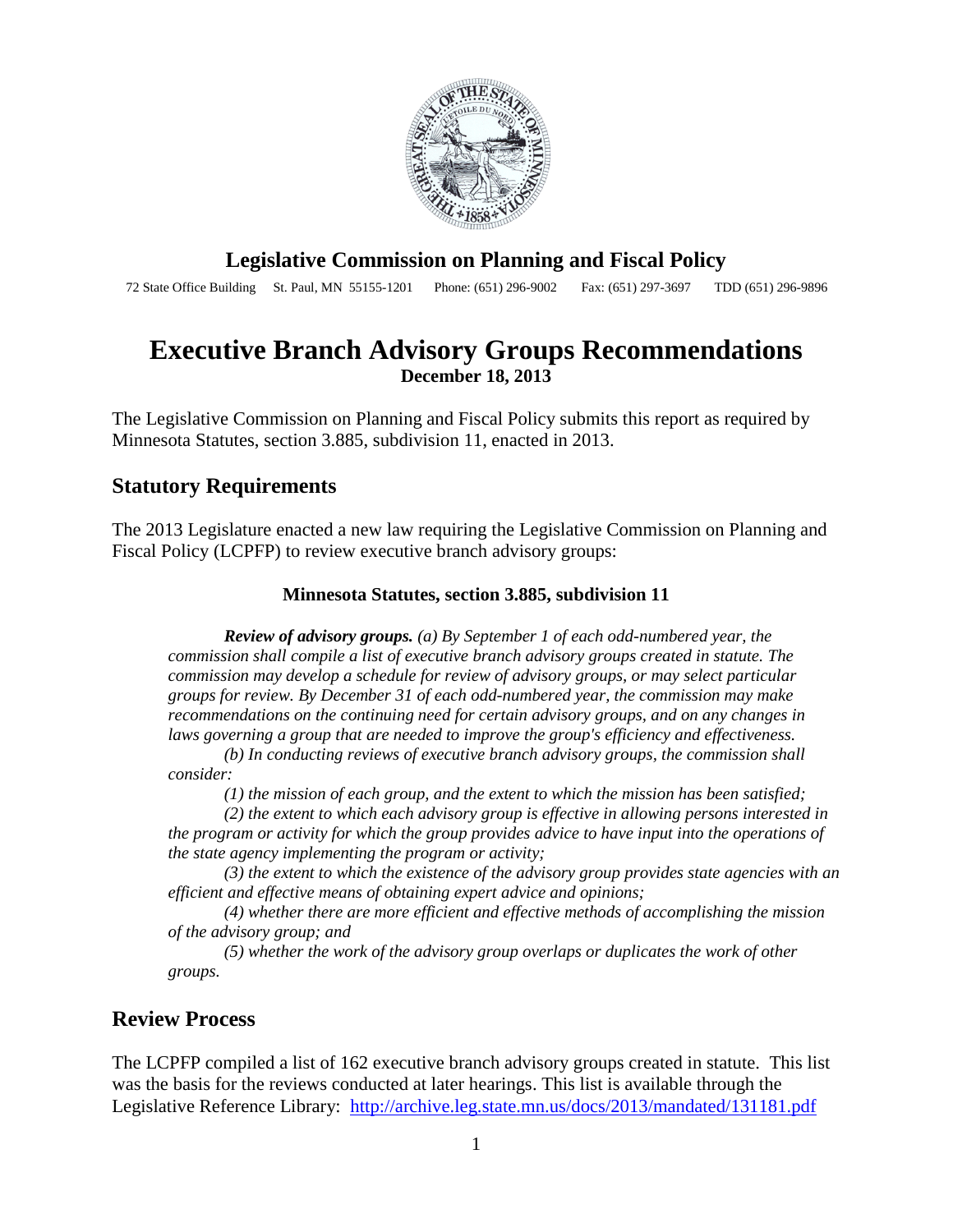## Legislative Commission on Planning and Fiscal Policy

72 State Office Building St. Paul, MN 55155-1201 Phone: (651) 296-9002 Fax: (651) 297-3697 TDD (651) 296-9896

# Executive Branch Advisory Groups Recommendations

**December 18, 2013**

The Legislative Commission on Planning and Fiscal Policy submits this report as required by Minnesota Statutes, section 3.885, subdivision 11, enacted in 2013.

## Statutory Requirements

The 2013 Legislature enacted a new law requiring the Legislative Commission on Planning and Fiscal Policy (LCPFP) to review executive branch advisory groups:

**Minnesota Statutes, section 3.885, subdivision 11**

> ***Review of advisory groups.*** *(a) By September 1 of each odd-numbered year, the commission shall compile a list of executive branch advisory groups created in statute. The commission may develop a schedule for review of advisory groups, or may select particular groups for review. By December 31 of each odd-numbered year, the commission may make recommendations on the continuing need for certain advisory groups, and on any changes in laws governing a group that are needed to improve the group's efficiency and effectiveness.*
>
> *(b) In conducting reviews of executive branch advisory groups, the commission shall consider:*
>
> *(1) the mission of each group, and the extent to which the mission has been satisfied;*
>
> *(2) the extent to which each advisory group is effective in allowing persons interested in the program or activity for which the group provides advice to have input into the operations of the state agency implementing the program or activity;*
>
> *(3) the extent to which the existence of the advisory group provides state agencies with an efficient and effective means of obtaining expert advice and opinions;*
>
> *(4) whether there are more efficient and effective methods of accomplishing the mission of the advisory group; and*
>
> *(5) whether the work of the advisory group overlaps or duplicates the work of other groups.*

## Review Process

The LCPFP compiled a list of 162 executive branch advisory groups created in statute. This list was the basis for the reviews conducted at later hearings. This list is available through the Legislative Reference Library: http://archive.leg.state.mn.us/docs/2013/mandated/131181.pdf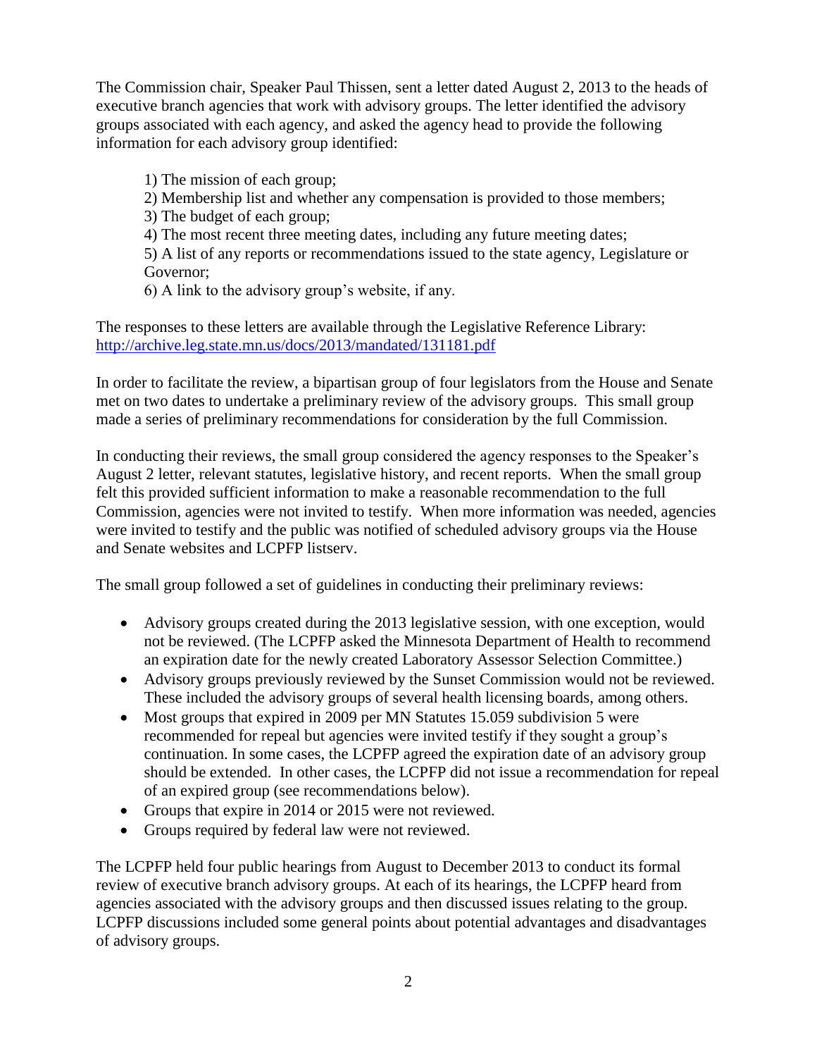The Commission chair, Speaker Paul Thissen, sent a letter dated August 2, 2013 to the heads of executive branch agencies that work with advisory groups. The letter identified the advisory groups associated with each agency, and asked the agency head to provide the following information for each advisory group identified:

1) The mission of each group;
2) Membership list and whether any compensation is provided to those members;
3) The budget of each group;
4) The most recent three meeting dates, including any future meeting dates;
5) A list of any reports or recommendations issued to the state agency, Legislature or Governor;
6) A link to the advisory group's website, if any.

The responses to these letters are available through the Legislative Reference Library: http://archive.leg.state.mn.us/docs/2013/mandated/131181.pdf

In order to facilitate the review, a bipartisan group of four legislators from the House and Senate met on two dates to undertake a preliminary review of the advisory groups. This small group made a series of preliminary recommendations for consideration by the full Commission.

In conducting their reviews, the small group considered the agency responses to the Speaker's August 2 letter, relevant statutes, legislative history, and recent reports. When the small group felt this provided sufficient information to make a reasonable recommendation to the full Commission, agencies were not invited to testify. When more information was needed, agencies were invited to testify and the public was notified of scheduled advisory groups via the House and Senate websites and LCPFP listserv.

The small group followed a set of guidelines in conducting their preliminary reviews:

- Advisory groups created during the 2013 legislative session, with one exception, would not be reviewed. (The LCPFP asked the Minnesota Department of Health to recommend an expiration date for the newly created Laboratory Assessor Selection Committee.)
- Advisory groups previously reviewed by the Sunset Commission would not be reviewed. These included the advisory groups of several health licensing boards, among others.
- Most groups that expired in 2009 per MN Statutes 15.059 subdivision 5 were recommended for repeal but agencies were invited testify if they sought a group's continuation. In some cases, the LCPFP agreed the expiration date of an advisory group should be extended. In other cases, the LCPFP did not issue a recommendation for repeal of an expired group (see recommendations below).
- Groups that expire in 2014 or 2015 were not reviewed.
- Groups required by federal law were not reviewed.

The LCPFP held four public hearings from August to December 2013 to conduct its formal review of executive branch advisory groups. At each of its hearings, the LCPFP heard from agencies associated with the advisory groups and then discussed issues relating to the group. LCPFP discussions included some general points about potential advantages and disadvantages of advisory groups.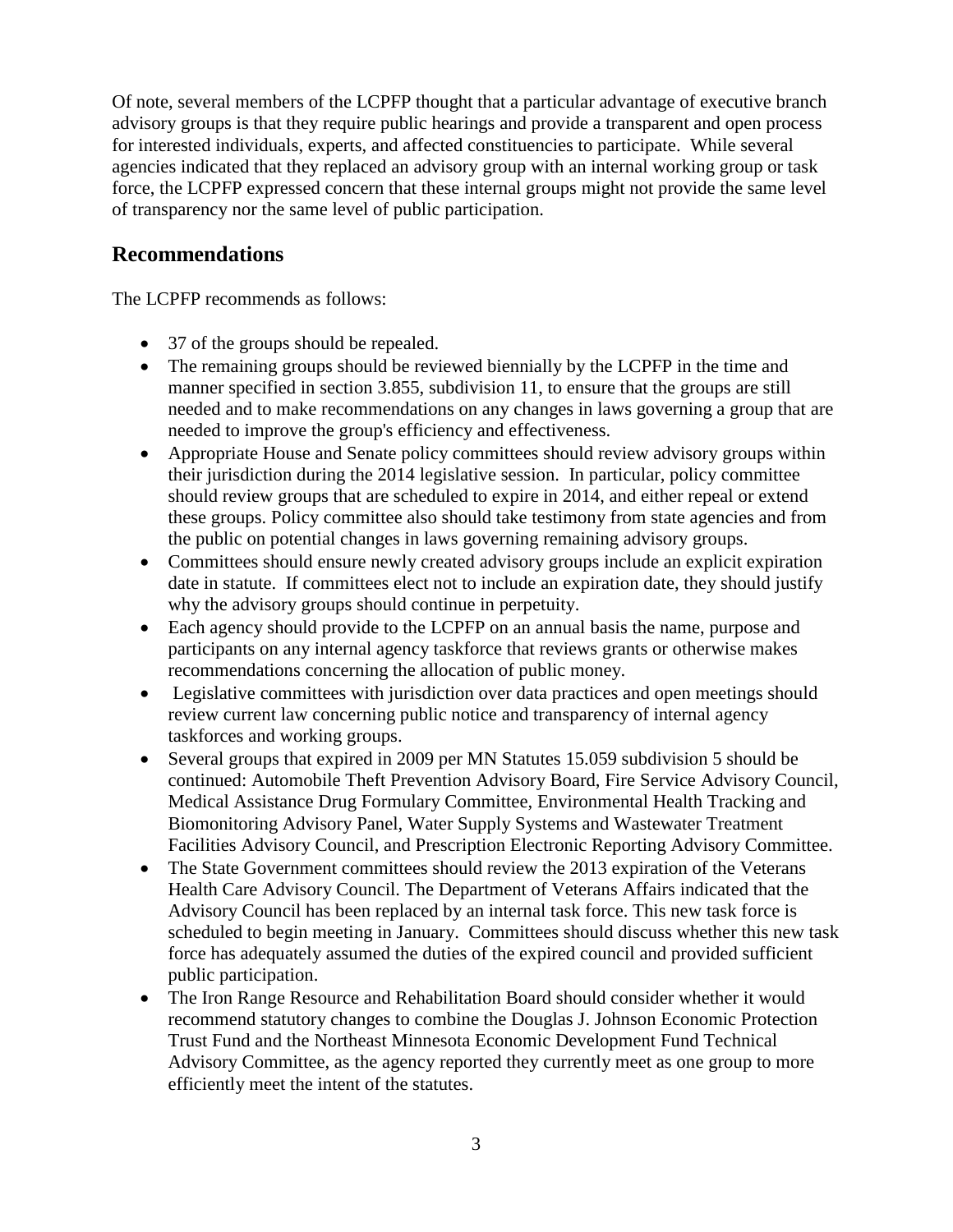Of note, several members of the LCPFP thought that a particular advantage of executive branch advisory groups is that they require public hearings and provide a transparent and open process for interested individuals, experts, and affected constituencies to participate. While several agencies indicated that they replaced an advisory group with an internal working group or task force, the LCPFP expressed concern that these internal groups might not provide the same level of transparency nor the same level of public participation.

## Recommendations

The LCPFP recommends as follows:

- 37 of the groups should be repealed.
- The remaining groups should be reviewed biennially by the LCPFP in the time and manner specified in section 3.855, subdivision 11, to ensure that the groups are still needed and to make recommendations on any changes in laws governing a group that are needed to improve the group's efficiency and effectiveness.
- Appropriate House and Senate policy committees should review advisory groups within their jurisdiction during the 2014 legislative session. In particular, policy committee should review groups that are scheduled to expire in 2014, and either repeal or extend these groups. Policy committee also should take testimony from state agencies and from the public on potential changes in laws governing remaining advisory groups.
- Committees should ensure newly created advisory groups include an explicit expiration date in statute. If committees elect not to include an expiration date, they should justify why the advisory groups should continue in perpetuity.
- Each agency should provide to the LCPFP on an annual basis the name, purpose and participants on any internal agency taskforce that reviews grants or otherwise makes recommendations concerning the allocation of public money.
- Legislative committees with jurisdiction over data practices and open meetings should review current law concerning public notice and transparency of internal agency taskforces and working groups.
- Several groups that expired in 2009 per MN Statutes 15.059 subdivision 5 should be continued: Automobile Theft Prevention Advisory Board, Fire Service Advisory Council, Medical Assistance Drug Formulary Committee, Environmental Health Tracking and Biomonitoring Advisory Panel, Water Supply Systems and Wastewater Treatment Facilities Advisory Council, and Prescription Electronic Reporting Advisory Committee.
- The State Government committees should review the 2013 expiration of the Veterans Health Care Advisory Council. The Department of Veterans Affairs indicated that the Advisory Council has been replaced by an internal task force. This new task force is scheduled to begin meeting in January. Committees should discuss whether this new task force has adequately assumed the duties of the expired council and provided sufficient public participation.
- The Iron Range Resource and Rehabilitation Board should consider whether it would recommend statutory changes to combine the Douglas J. Johnson Economic Protection Trust Fund and the Northeast Minnesota Economic Development Fund Technical Advisory Committee, as the agency reported they currently meet as one group to more efficiently meet the intent of the statutes.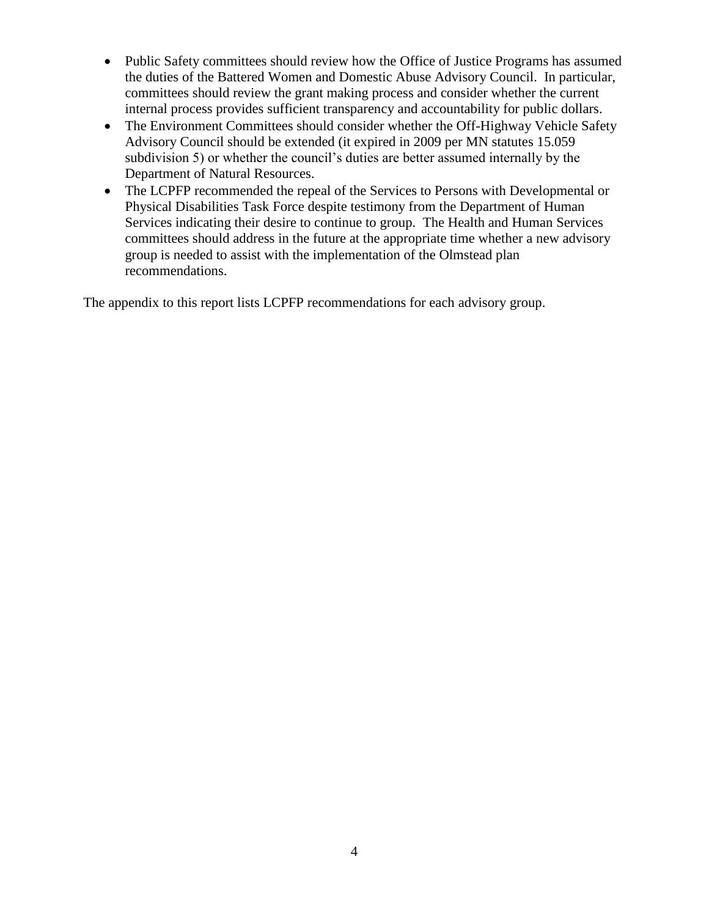- Public Safety committees should review how the Office of Justice Programs has assumed the duties of the Battered Women and Domestic Abuse Advisory Council. In particular, committees should review the grant making process and consider whether the current internal process provides sufficient transparency and accountability for public dollars.
- The Environment Committees should consider whether the Off-Highway Vehicle Safety Advisory Council should be extended (it expired in 2009 per MN statutes 15.059 subdivision 5) or whether the council's duties are better assumed internally by the Department of Natural Resources.
- The LCPFP recommended the repeal of the Services to Persons with Developmental or Physical Disabilities Task Force despite testimony from the Department of Human Services indicating their desire to continue to group. The Health and Human Services committees should address in the future at the appropriate time whether a new advisory group is needed to assist with the implementation of the Olmstead plan recommendations.

The appendix to this report lists LCPFP recommendations for each advisory group.